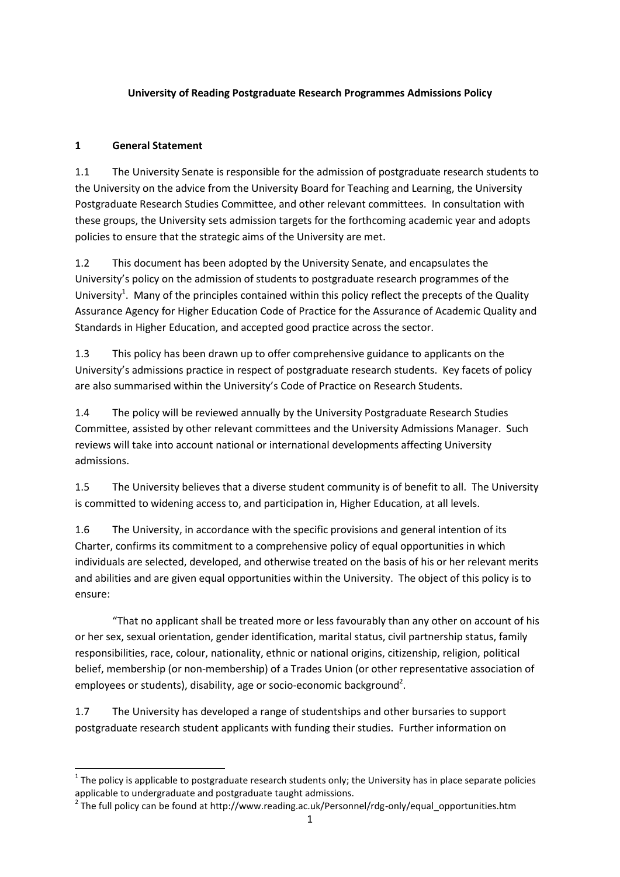**University of Reading Postgraduate Research Programmes Admissions Policy**

## 1 General Statement

1.1 The University Senate is responsible for the admission of postgraduate research students to the University on the advice from the University Board for Teaching and Learning, the University Postgraduate Research Studies Committee, and other relevant committees. In consultation with these groups, the University sets admission targets for the forthcoming academic year and adopts policies to ensure that the strategic aims of the University are met.

1.2 This document has been adopted by the University Senate, and encapsulates the University's policy on the admission of students to postgraduate research programmes of the University[1]. Many of the principles contained within this policy reflect the precepts of the Quality Assurance Agency for Higher Education Code of Practice for the Assurance of Academic Quality and Standards in Higher Education, and accepted good practice across the sector.

1.3 This policy has been drawn up to offer comprehensive guidance to applicants on the University's admissions practice in respect of postgraduate research students. Key facets of policy are also summarised within the University's Code of Practice on Research Students.

1.4 The policy will be reviewed annually by the University Postgraduate Research Studies Committee, assisted by other relevant committees and the University Admissions Manager. Such reviews will take into account national or international developments affecting University admissions.

1.5 The University believes that a diverse student community is of benefit to all. The University is committed to widening access to, and participation in, Higher Education, at all levels.

1.6 The University, in accordance with the specific provisions and general intention of its Charter, confirms its commitment to a comprehensive policy of equal opportunities in which individuals are selected, developed, and otherwise treated on the basis of his or her relevant merits and abilities and are given equal opportunities within the University. The object of this policy is to ensure:

"That no applicant shall be treated more or less favourably than any other on account of his or her sex, sexual orientation, gender identification, marital status, civil partnership status, family responsibilities, race, colour, nationality, ethnic or national origins, citizenship, religion, political belief, membership (or non-membership) of a Trades Union (or other representative association of employees or students), disability, age or socio-economic background[2].

1.7 The University has developed a range of studentships and other bursaries to support postgraduate research student applicants with funding their studies. Further information on

---

[1] The policy is applicable to postgraduate research students only; the University has in place separate policies applicable to undergraduate and postgraduate taught admissions.

[2] The full policy can be found at http://www.reading.ac.uk/Personnel/rdg-only/equal_opportunities.htm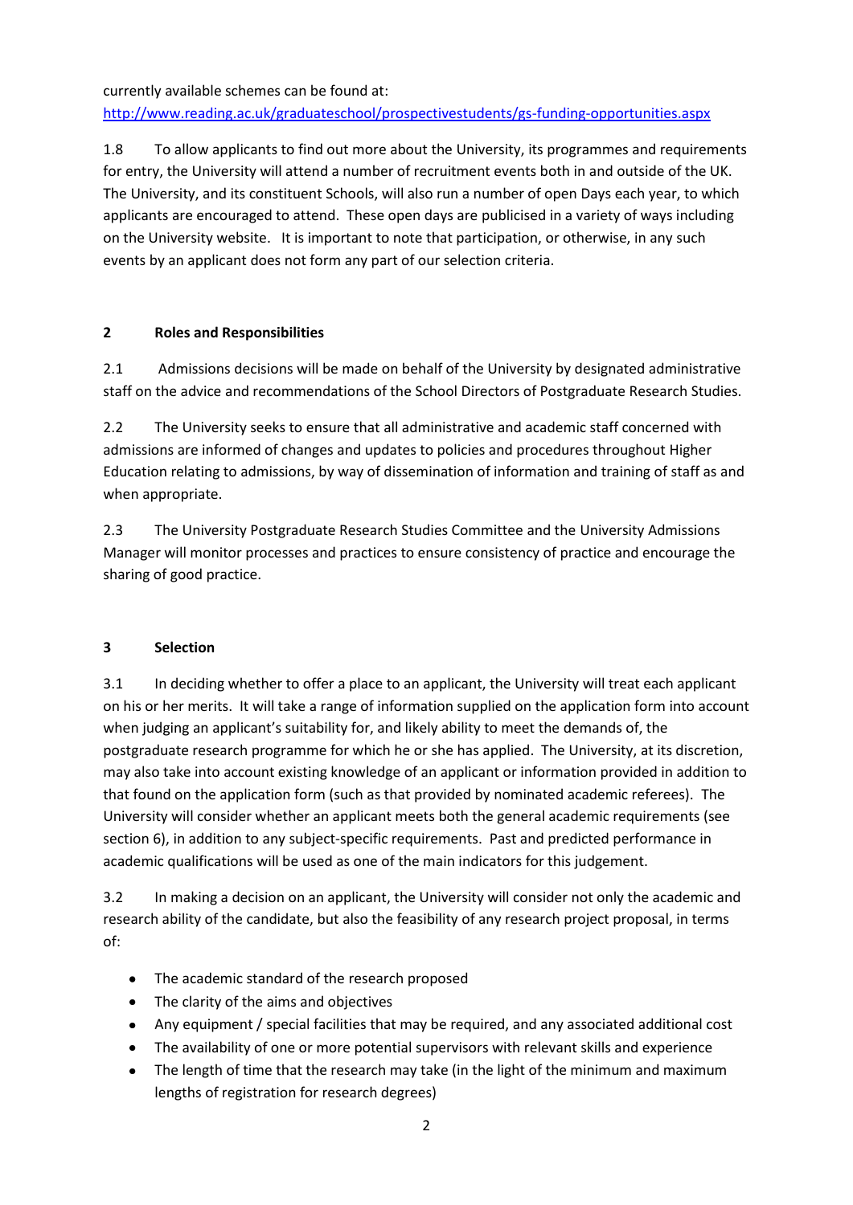currently available schemes can be found at:
[http://www.reading.ac.uk/graduateschool/prospectivestudents/gs-funding-opportunities.aspx](http://www.reading.ac.uk/graduateschool/prospectivestudents/gs-funding-opportunities.aspx)

1.8 To allow applicants to find out more about the University, its programmes and requirements for entry, the University will attend a number of recruitment events both in and outside of the UK. The University, and its constituent Schools, will also run a number of open Days each year, to which applicants are encouraged to attend. These open days are publicised in a variety of ways including on the University website. It is important to note that participation, or otherwise, in any such events by an applicant does not form any part of our selection criteria.

## 2 Roles and Responsibilities

2.1 Admissions decisions will be made on behalf of the University by designated administrative staff on the advice and recommendations of the School Directors of Postgraduate Research Studies.

2.2 The University seeks to ensure that all administrative and academic staff concerned with admissions are informed of changes and updates to policies and procedures throughout Higher Education relating to admissions, by way of dissemination of information and training of staff as and when appropriate.

2.3 The University Postgraduate Research Studies Committee and the University Admissions Manager will monitor processes and practices to ensure consistency of practice and encourage the sharing of good practice.

## 3 Selection

3.1 In deciding whether to offer a place to an applicant, the University will treat each applicant on his or her merits. It will take a range of information supplied on the application form into account when judging an applicant's suitability for, and likely ability to meet the demands of, the postgraduate research programme for which he or she has applied. The University, at its discretion, may also take into account existing knowledge of an applicant or information provided in addition to that found on the application form (such as that provided by nominated academic referees). The University will consider whether an applicant meets both the general academic requirements (see section 6), in addition to any subject-specific requirements. Past and predicted performance in academic qualifications will be used as one of the main indicators for this judgement.

3.2 In making a decision on an applicant, the University will consider not only the academic and research ability of the candidate, but also the feasibility of any research project proposal, in terms of:

- The academic standard of the research proposed
- The clarity of the aims and objectives
- Any equipment / special facilities that may be required, and any associated additional cost
- The availability of one or more potential supervisors with relevant skills and experience
- The length of time that the research may take (in the light of the minimum and maximum lengths of registration for research degrees)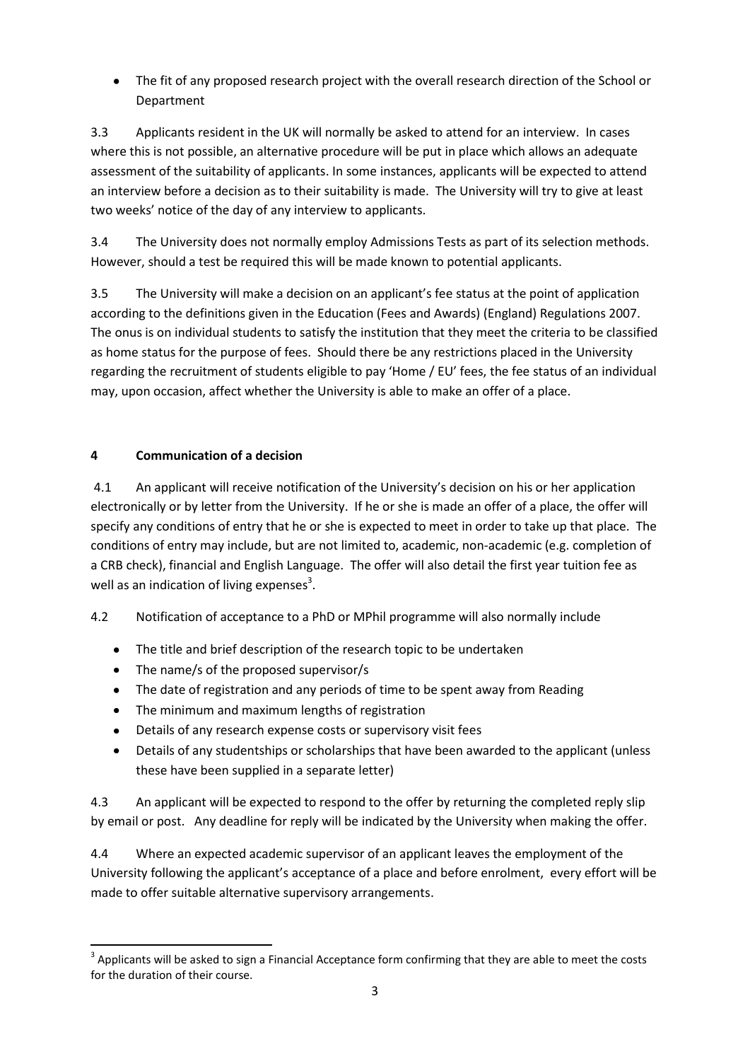- The fit of any proposed research project with the overall research direction of the School or Department

3.3 Applicants resident in the UK will normally be asked to attend for an interview. In cases where this is not possible, an alternative procedure will be put in place which allows an adequate assessment of the suitability of applicants. In some instances, applicants will be expected to attend an interview before a decision as to their suitability is made. The University will try to give at least two weeks' notice of the day of any interview to applicants.

3.4 The University does not normally employ Admissions Tests as part of its selection methods. However, should a test be required this will be made known to potential applicants.

3.5 The University will make a decision on an applicant's fee status at the point of application according to the definitions given in the Education (Fees and Awards) (England) Regulations 2007. The onus is on individual students to satisfy the institution that they meet the criteria to be classified as home status for the purpose of fees. Should there be any restrictions placed in the University regarding the recruitment of students eligible to pay 'Home / EU' fees, the fee status of an individual may, upon occasion, affect whether the University is able to make an offer of a place.

## 4 Communication of a decision

4.1 An applicant will receive notification of the University's decision on his or her application electronically or by letter from the University. If he or she is made an offer of a place, the offer will specify any conditions of entry that he or she is expected to meet in order to take up that place. The conditions of entry may include, but are not limited to, academic, non-academic (e.g. completion of a CRB check), financial and English Language. The offer will also detail the first year tuition fee as well as an indication of living expenses[3].

4.2 Notification of acceptance to a PhD or MPhil programme will also normally include

- The title and brief description of the research topic to be undertaken
- The name/s of the proposed supervisor/s
- The date of registration and any periods of time to be spent away from Reading
- The minimum and maximum lengths of registration
- Details of any research expense costs or supervisory visit fees
- Details of any studentships or scholarships that have been awarded to the applicant (unless these have been supplied in a separate letter)

4.3 An applicant will be expected to respond to the offer by returning the completed reply slip by email or post. Any deadline for reply will be indicated by the University when making the offer.

4.4 Where an expected academic supervisor of an applicant leaves the employment of the University following the applicant's acceptance of a place and before enrolment, every effort will be made to offer suitable alternative supervisory arrangements.

---

[3] Applicants will be asked to sign a Financial Acceptance form confirming that they are able to meet the costs for the duration of their course.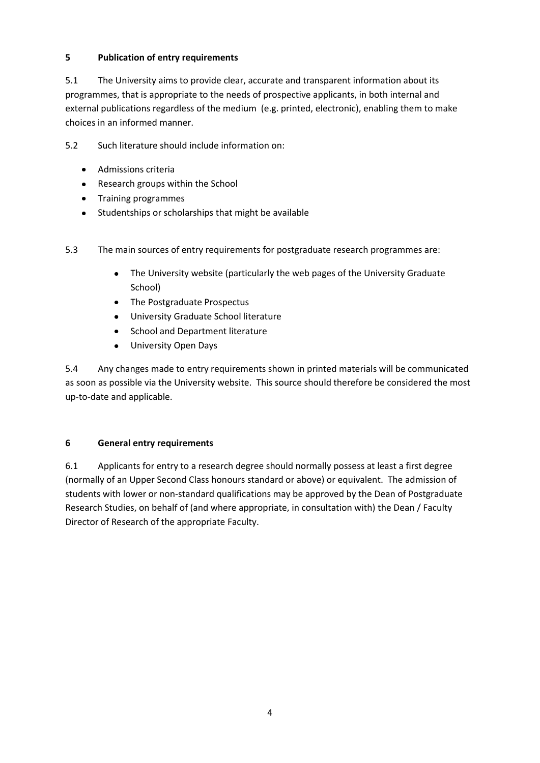## 5 Publication of entry requirements

5.1 The University aims to provide clear, accurate and transparent information about its programmes, that is appropriate to the needs of prospective applicants, in both internal and external publications regardless of the medium (e.g. printed, electronic), enabling them to make choices in an informed manner.

5.2 Such literature should include information on:

- Admissions criteria
- Research groups within the School
- Training programmes
- Studentships or scholarships that might be available

5.3 The main sources of entry requirements for postgraduate research programmes are:

- The University website (particularly the web pages of the University Graduate School)
- The Postgraduate Prospectus
- University Graduate School literature
- School and Department literature
- University Open Days

5.4 Any changes made to entry requirements shown in printed materials will be communicated as soon as possible via the University website. This source should therefore be considered the most up-to-date and applicable.

## 6 General entry requirements

6.1 Applicants for entry to a research degree should normally possess at least a first degree (normally of an Upper Second Class honours standard or above) or equivalent. The admission of students with lower or non-standard qualifications may be approved by the Dean of Postgraduate Research Studies, on behalf of (and where appropriate, in consultation with) the Dean / Faculty Director of Research of the appropriate Faculty.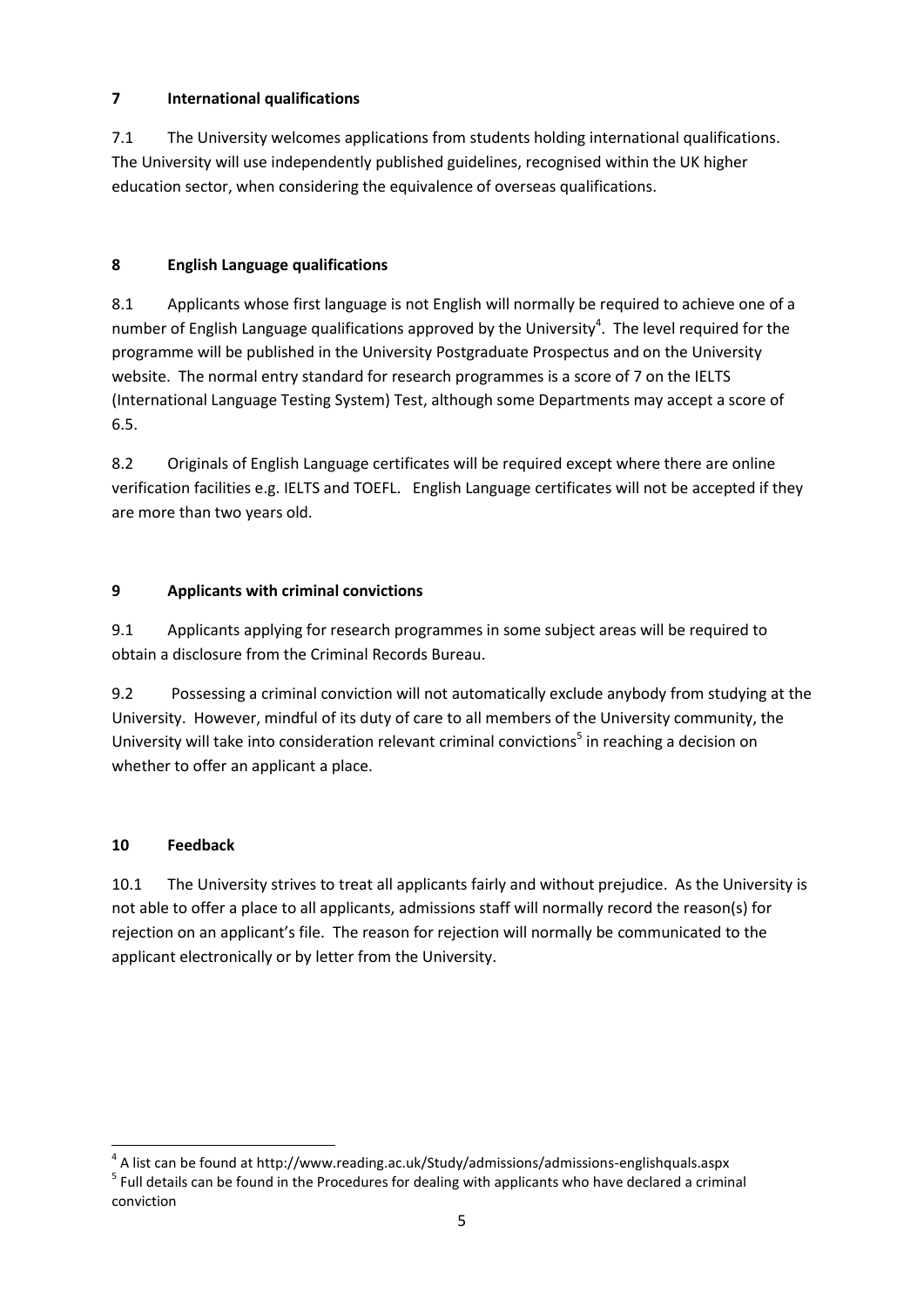## 7 International qualifications

7.1 The University welcomes applications from students holding international qualifications. The University will use independently published guidelines, recognised within the UK higher education sector, when considering the equivalence of overseas qualifications.

## 8 English Language qualifications

8.1 Applicants whose first language is not English will normally be required to achieve one of a number of English Language qualifications approved by the University[4]. The level required for the programme will be published in the University Postgraduate Prospectus and on the University website. The normal entry standard for research programmes is a score of 7 on the IELTS (International Language Testing System) Test, although some Departments may accept a score of 6.5.

8.2 Originals of English Language certificates will be required except where there are online verification facilities e.g. IELTS and TOEFL. English Language certificates will not be accepted if they are more than two years old.

## 9 Applicants with criminal convictions

9.1 Applicants applying for research programmes in some subject areas will be required to obtain a disclosure from the Criminal Records Bureau.

9.2 Possessing a criminal conviction will not automatically exclude anybody from studying at the University. However, mindful of its duty of care to all members of the University community, the University will take into consideration relevant criminal convictions[5] in reaching a decision on whether to offer an applicant a place.

## 10 Feedback

10.1 The University strives to treat all applicants fairly and without prejudice. As the University is not able to offer a place to all applicants, admissions staff will normally record the reason(s) for rejection on an applicant's file. The reason for rejection will normally be communicated to the applicant electronically or by letter from the University.

---

[4] A list can be found at http://www.reading.ac.uk/Study/admissions/admissions-englishquals.aspx

[5] Full details can be found in the Procedures for dealing with applicants who have declared a criminal conviction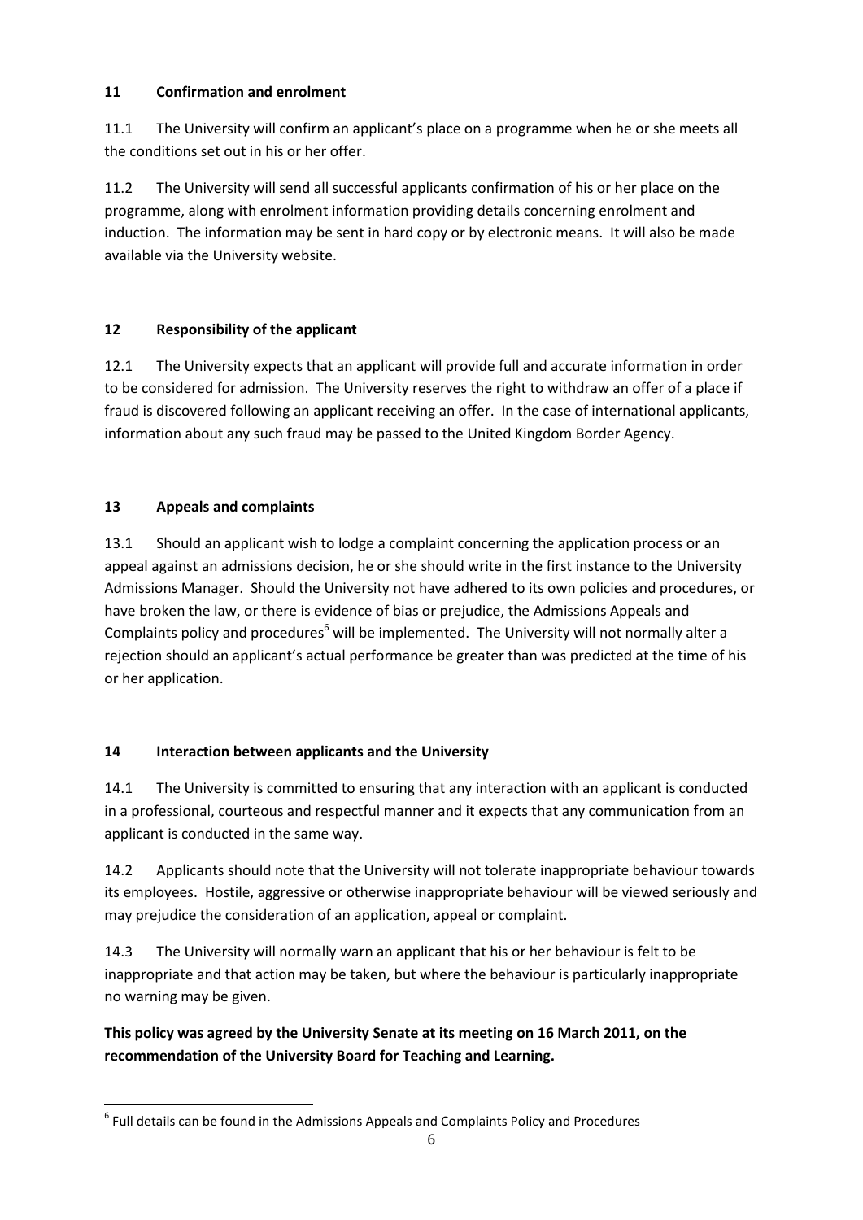## 11 Confirmation and enrolment

11.1 The University will confirm an applicant's place on a programme when he or she meets all the conditions set out in his or her offer.

11.2 The University will send all successful applicants confirmation of his or her place on the programme, along with enrolment information providing details concerning enrolment and induction. The information may be sent in hard copy or by electronic means. It will also be made available via the University website.

## 12 Responsibility of the applicant

12.1 The University expects that an applicant will provide full and accurate information in order to be considered for admission. The University reserves the right to withdraw an offer of a place if fraud is discovered following an applicant receiving an offer. In the case of international applicants, information about any such fraud may be passed to the United Kingdom Border Agency.

## 13 Appeals and complaints

13.1 Should an applicant wish to lodge a complaint concerning the application process or an appeal against an admissions decision, he or she should write in the first instance to the University Admissions Manager. Should the University not have adhered to its own policies and procedures, or have broken the law, or there is evidence of bias or prejudice, the Admissions Appeals and Complaints policy and procedures[6] will be implemented. The University will not normally alter a rejection should an applicant's actual performance be greater than was predicted at the time of his or her application.

## 14 Interaction between applicants and the University

14.1 The University is committed to ensuring that any interaction with an applicant is conducted in a professional, courteous and respectful manner and it expects that any communication from an applicant is conducted in the same way.

14.2 Applicants should note that the University will not tolerate inappropriate behaviour towards its employees. Hostile, aggressive or otherwise inappropriate behaviour will be viewed seriously and may prejudice the consideration of an application, appeal or complaint.

14.3 The University will normally warn an applicant that his or her behaviour is felt to be inappropriate and that action may be taken, but where the behaviour is particularly inappropriate no warning may be given.

**This policy was agreed by the University Senate at its meeting on 16 March 2011, on the recommendation of the University Board for Teaching and Learning.**

[6] Full details can be found in the Admissions Appeals and Complaints Policy and Procedures